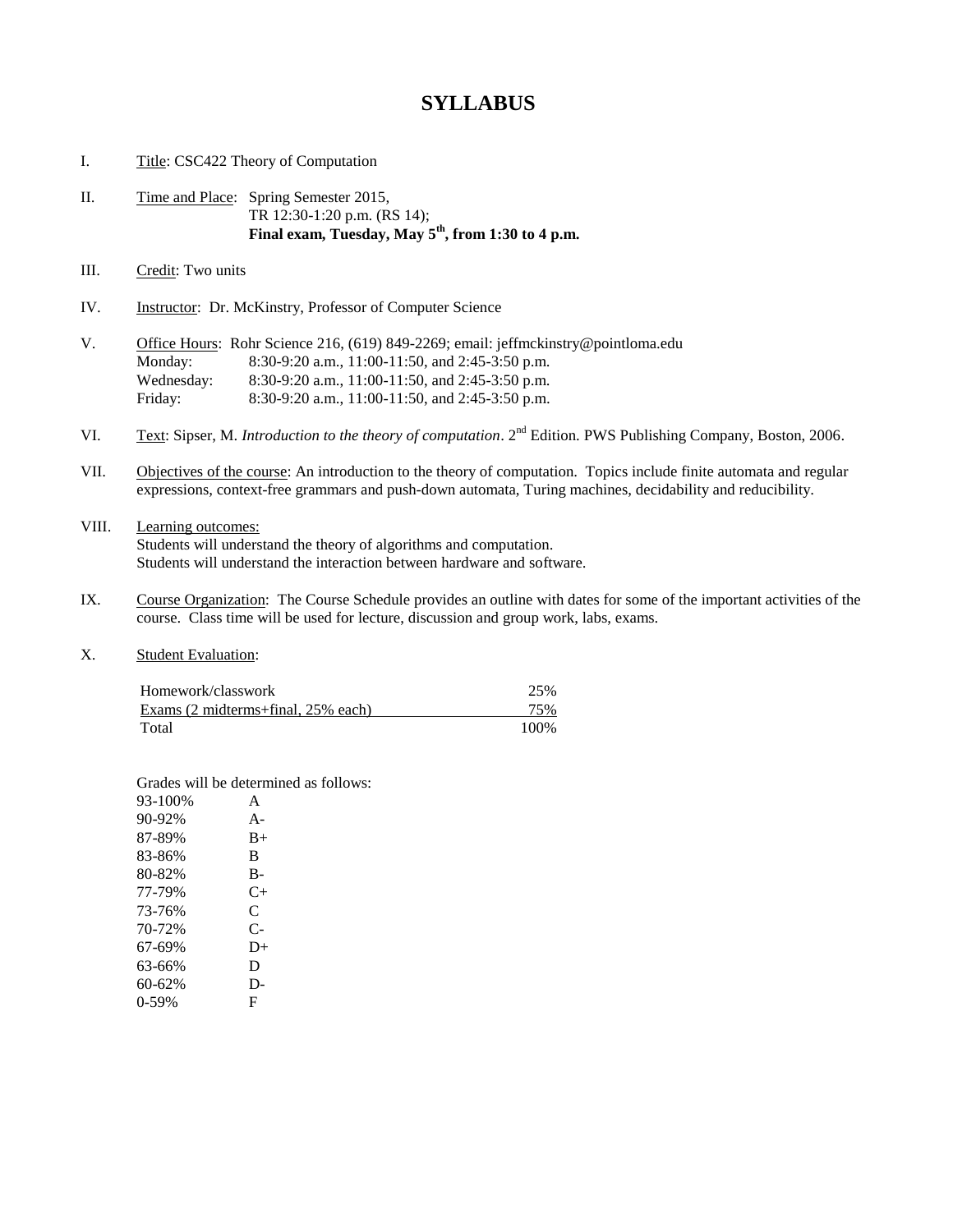# SYLLABUS

I. Title: CSC422 Theory of Computation

II. Time and Place: Spring Semester 2015,
TR 12:30-1:20 p.m. (RS 14);
**Final exam, Tuesday, May 5th, from 1:30 to 4 p.m.**

III. Credit: Two units

IV. Instructor: Dr. McKinstry, Professor of Computer Science

V. Office Hours: Rohr Science 216, (619) 849-2269; email: jeffmckinstry@pointloma.edu

| | |
|---|---|
| Monday: | 8:30-9:20 a.m., 11:00-11:50, and 2:45-3:50 p.m. |
| Wednesday: | 8:30-9:20 a.m., 11:00-11:50, and 2:45-3:50 p.m. |
| Friday: | 8:30-9:20 a.m., 11:00-11:50, and 2:45-3:50 p.m. |

VI. Text: Sipser, M. *Introduction to the theory of computation*. 2nd Edition. PWS Publishing Company, Boston, 2006.

VII. Objectives of the course: An introduction to the theory of computation. Topics include finite automata and regular expressions, context-free grammars and push-down automata, Turing machines, decidability and reducibility.

VIII. Learning outcomes:
Students will understand the theory of algorithms and computation.
Students will understand the interaction between hardware and software.

IX. Course Organization: The Course Schedule provides an outline with dates for some of the important activities of the course. Class time will be used for lecture, discussion and group work, labs, exams.

X. Student Evaluation:

| | |
|---|---|
| Homework/classwork | 25% |
| Exams (2 midterms+final, 25% each) | 75% |
| Total | 100% |

Grades will be determined as follows:

| | |
|---|---|
| 93-100% | A |
| 90-92% | A- |
| 87-89% | B+ |
| 83-86% | B |
| 80-82% | B- |
| 77-79% | C+ |
| 73-76% | C |
| 70-72% | C- |
| 67-69% | D+ |
| 63-66% | D |
| 60-62% | D- |
| 0-59% | F |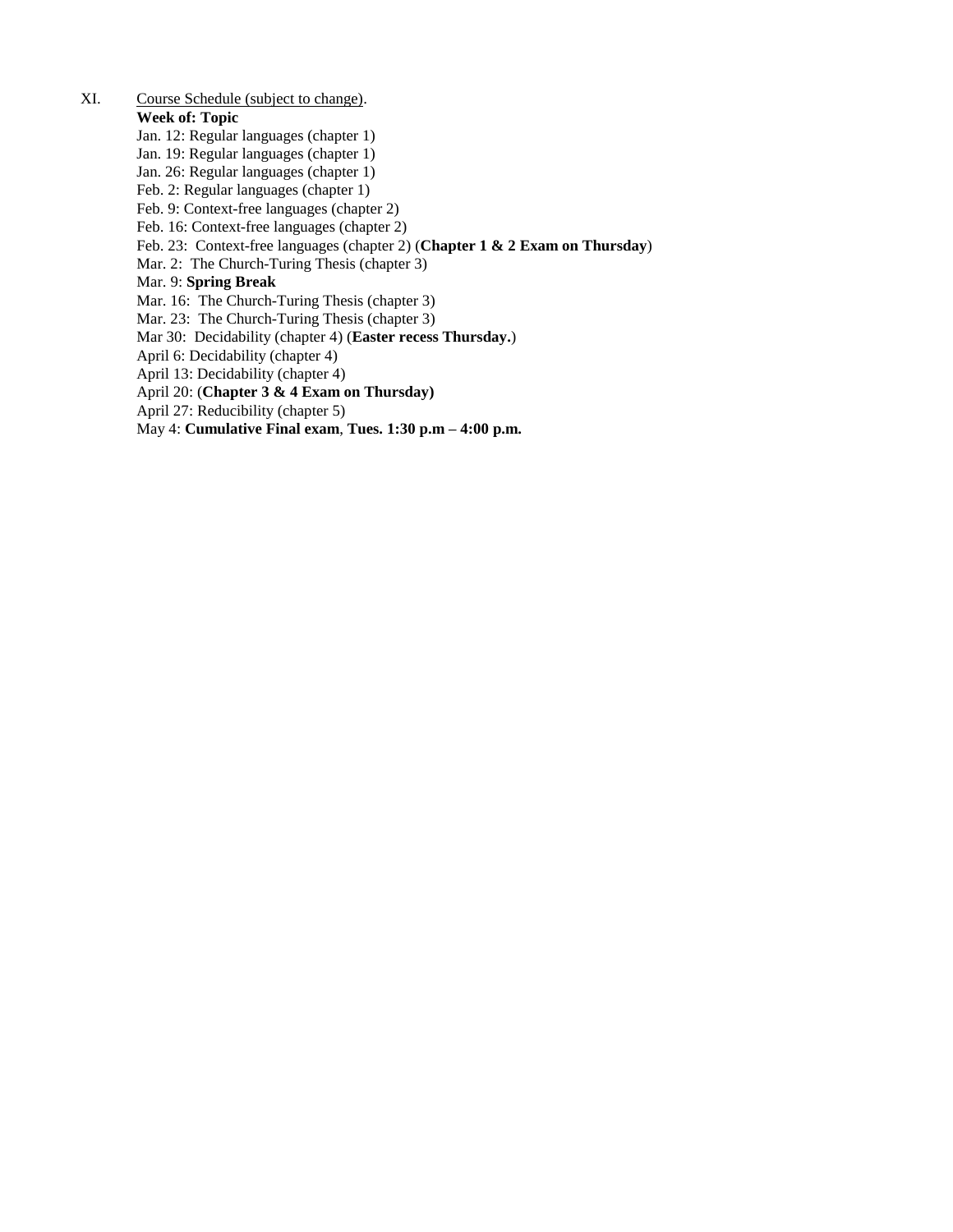XI. Course Schedule (subject to change).

**Week of: Topic**

Jan. 12: Regular languages (chapter 1)  
Jan. 19: Regular languages (chapter 1)  
Jan. 26: Regular languages (chapter 1)  
Feb. 2: Regular languages (chapter 1)  
Feb. 9: Context-free languages (chapter 2)  
Feb. 16: Context-free languages (chapter 2)  
Feb. 23: Context-free languages (chapter 2) (**Chapter 1 & 2 Exam on Thursday**)  
Mar. 2: The Church-Turing Thesis (chapter 3)  
Mar. 9: **Spring Break**  
Mar. 16: The Church-Turing Thesis (chapter 3)  
Mar. 23: The Church-Turing Thesis (chapter 3)  
Mar 30: Decidability (chapter 4) (**Easter recess Thursday.**)  
April 6: Decidability (chapter 4)  
April 13: Decidability (chapter 4)  
April 20: (**Chapter 3 & 4 Exam on Thursday)**  
April 27: Reducibility (chapter 5)  
May 4: **Cumulative Final exam**, **Tues. 1:30 p.m – 4:00 p.m.**